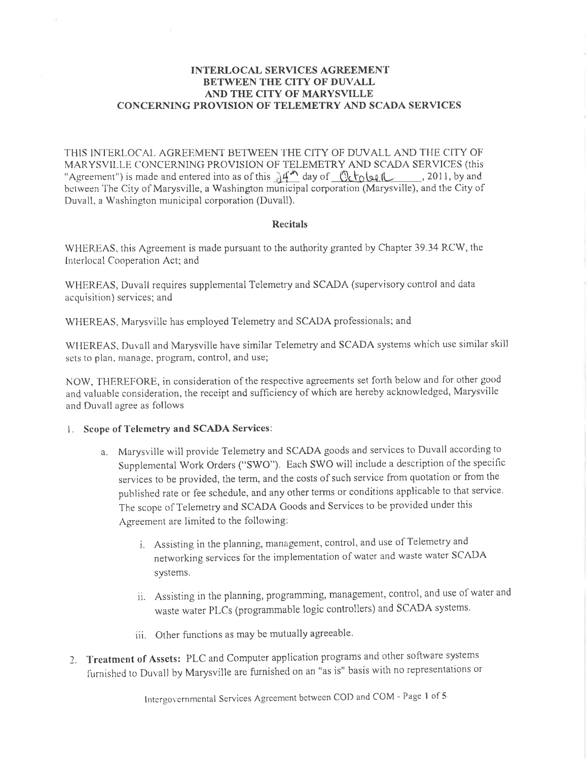**INTERLOCAL SERVICES AGREEMENT**
**BETWEEN THE CITY OF DUVALL**
**AND THE CITY OF MARYSVILLE**
**CONCERNING PROVISION OF TELEMETRY AND SCADA SERVICES**

THIS INTERLOCAL AGREEMENT BETWEEN THE CITY OF DUVALL AND THE CITY OF MARYSVILLE CONCERNING PROVISION OF TELEMETRY AND SCADA SERVICES (this "Agreement") is made and entered into as of this 24th day of October, 2011, by and between The City of Marysville, a Washington municipal corporation (Marysville), and the City of Duvall, a Washington municipal corporation (Duvall).

## Recitals

WHEREAS, this Agreement is made pursuant to the authority granted by Chapter 39.34 RCW, the Interlocal Cooperation Act; and

WHEREAS, Duvall requires supplemental Telemetry and SCADA (supervisory control and data acquisition) services; and

WHEREAS, Marysville has employed Telemetry and SCADA professionals; and

WHEREAS, Duvall and Marysville have similar Telemetry and SCADA systems which use similar skill sets to plan, manage, program, control, and use;

NOW, THEREFORE, in consideration of the respective agreements set forth below and for other good and valuable consideration, the receipt and sufficiency of which are hereby acknowledged, Marysville and Duvall agree as follows

1. **Scope of Telemetry and SCADA Services**:

   a. Marysville will provide Telemetry and SCADA goods and services to Duvall according to Supplemental Work Orders ("SWO"). Each SWO will include a description of the specific services to be provided, the term, and the costs of such service from quotation or from the published rate or fee schedule, and any other terms or conditions applicable to that service. The scope of Telemetry and SCADA Goods and Services to be provided under this Agreement are limited to the following:

      i. Assisting in the planning, management, control, and use of Telemetry and networking services for the implementation of water and waste water SCADA systems.

      ii. Assisting in the planning, programming, management, control, and use of water and waste water PLCs (programmable logic controllers) and SCADA systems.

      iii. Other functions as may be mutually agreeable.

2. **Treatment of Assets:** PLC and Computer application programs and other software systems furnished to Duvall by Marysville are furnished on an "as is" basis with no representations or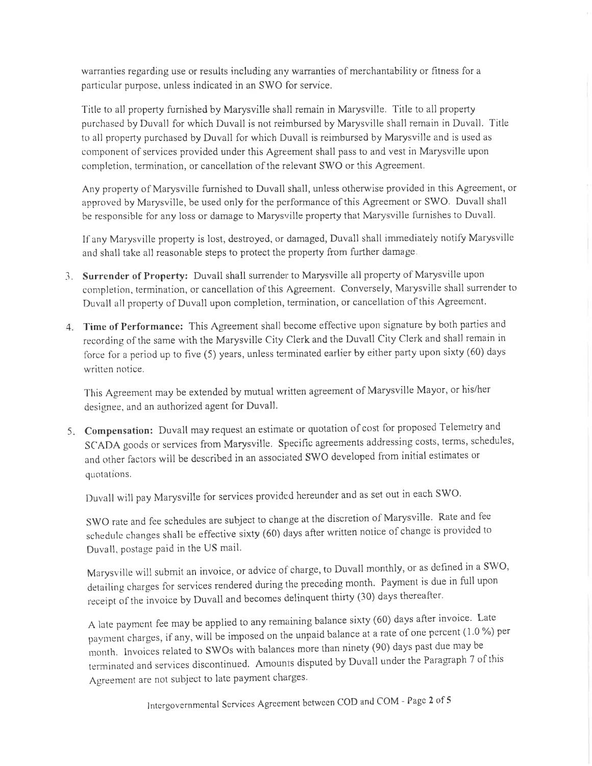warranties regarding use or results including any warranties of merchantability or fitness for a particular purpose, unless indicated in an SWO for service.

Title to all property furnished by Marysville shall remain in Marysville. Title to all property purchased by Duvall for which Duvall is not reimbursed by Marysville shall remain in Duvall. Title to all property purchased by Duvall for which Duvall is reimbursed by Marysville and is used as component of services provided under this Agreement shall pass to and vest in Marysville upon completion, termination, or cancellation of the relevant SWO or this Agreement.

Any property of Marysville furnished to Duvall shall, unless otherwise provided in this Agreement, or approved by Marysville, be used only for the performance of this Agreement or SWO. Duvall shall be responsible for any loss or damage to Marysville property that Marysville furnishes to Duvall.

If any Marysville property is lost, destroyed, or damaged, Duvall shall immediately notify Marysville and shall take all reasonable steps to protect the property from further damage.

3. **Surrender of Property:** Duvall shall surrender to Marysville all property of Marysville upon completion, termination, or cancellation of this Agreement. Conversely, Marysville shall surrender to Duvall all property of Duvall upon completion, termination, or cancellation of this Agreement.

4. **Time of Performance:** This Agreement shall become effective upon signature by both parties and recording of the same with the Marysville City Clerk and the Duvall City Clerk and shall remain in force for a period up to five (5) years, unless terminated earlier by either party upon sixty (60) days written notice.

   This Agreement may be extended by mutual written agreement of Marysville Mayor, or his/her designee, and an authorized agent for Duvall.

5. **Compensation:** Duvall may request an estimate or quotation of cost for proposed Telemetry and SCADA goods or services from Marysville. Specific agreements addressing costs, terms, schedules, and other factors will be described in an associated SWO developed from initial estimates or quotations.

   Duvall will pay Marysville for services provided hereunder and as set out in each SWO.

   SWO rate and fee schedules are subject to change at the discretion of Marysville. Rate and fee schedule changes shall be effective sixty (60) days after written notice of change is provided to Duvall, postage paid in the US mail.

   Marysville will submit an invoice, or advice of charge, to Duvall monthly, or as defined in a SWO, detailing charges for services rendered during the preceding month. Payment is due in full upon receipt of the invoice by Duvall and becomes delinquent thirty (30) days thereafter.

   A late payment fee may be applied to any remaining balance sixty (60) days after invoice. Late payment charges, if any, will be imposed on the unpaid balance at a rate of one percent (1.0 %) per month. Invoices related to SWOs with balances more than ninety (90) days past due may be terminated and services discontinued. Amounts disputed by Duvall under the Paragraph 7 of this Agreement are not subject to late payment charges.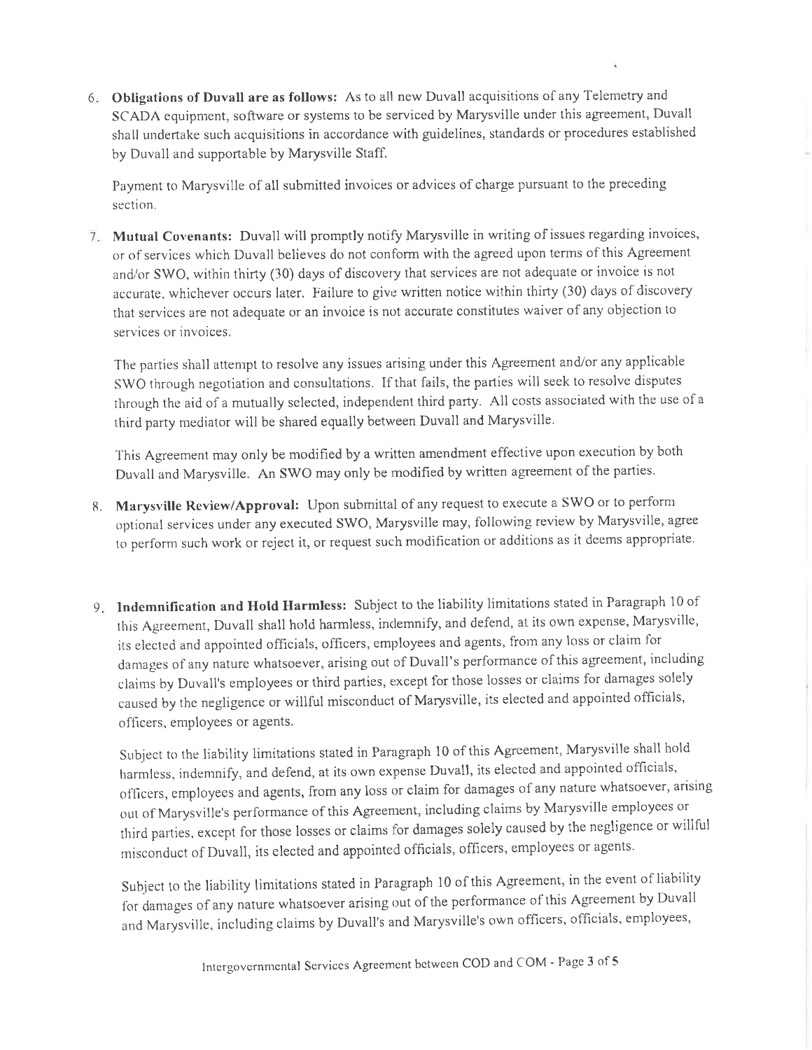6. **Obligations of Duvall are as follows:** As to all new Duvall acquisitions of any Telemetry and SCADA equipment, software or systems to be serviced by Marysville under this agreement, Duvall shall undertake such acquisitions in accordance with guidelines, standards or procedures established by Duvall and supportable by Marysville Staff.

   Payment to Marysville of all submitted invoices or advices of charge pursuant to the preceding section.

7. **Mutual Covenants:** Duvall will promptly notify Marysville in writing of issues regarding invoices, or of services which Duvall believes do not conform with the agreed upon terms of this Agreement and/or SWO, within thirty (30) days of discovery that services are not adequate or invoice is not accurate, whichever occurs later. Failure to give written notice within thirty (30) days of discovery that services are not adequate or an invoice is not accurate constitutes waiver of any objection to services or invoices.

   The parties shall attempt to resolve any issues arising under this Agreement and/or any applicable SWO through negotiation and consultations. If that fails, the parties will seek to resolve disputes through the aid of a mutually selected, independent third party. All costs associated with the use of a third party mediator will be shared equally between Duvall and Marysville.

   This Agreement may only be modified by a written amendment effective upon execution by both Duvall and Marysville. An SWO may only be modified by written agreement of the parties.

8. **Marysville Review/Approval:** Upon submittal of any request to execute a SWO or to perform optional services under any executed SWO, Marysville may, following review by Marysville, agree to perform such work or reject it, or request such modification or additions as it deems appropriate.

9. **Indemnification and Hold Harmless:** Subject to the liability limitations stated in Paragraph 10 of this Agreement, Duvall shall hold harmless, indemnify, and defend, at its own expense, Marysville, its elected and appointed officials, officers, employees and agents, from any loss or claim for damages of any nature whatsoever, arising out of Duvall's performance of this agreement, including claims by Duvall's employees or third parties, except for those losses or claims for damages solely caused by the negligence or willful misconduct of Marysville, its elected and appointed officials, officers, employees or agents.

   Subject to the liability limitations stated in Paragraph 10 of this Agreement, Marysville shall hold harmless, indemnify, and defend, at its own expense Duvall, its elected and appointed officials, officers, employees and agents, from any loss or claim for damages of any nature whatsoever, arising out of Marysville's performance of this Agreement, including claims by Marysville employees or third parties, except for those losses or claims for damages solely caused by the negligence or willful misconduct of Duvall, its elected and appointed officials, officers, employees or agents.

   Subject to the liability limitations stated in Paragraph 10 of this Agreement, in the event of liability for damages of any nature whatsoever arising out of the performance of this Agreement by Duvall and Marysville, including claims by Duvall's and Marysville's own officers, officials, employees,